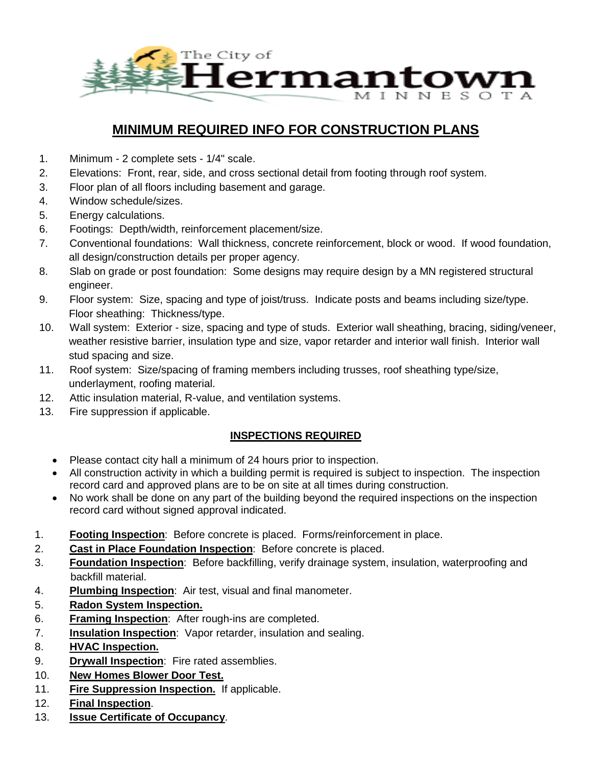The City of Hermantown MINNESOTA

# MINIMUM REQUIRED INFO FOR CONSTRUCTION PLANS

1. Minimum - 2 complete sets - 1/4" scale.
2. Elevations: Front, rear, side, and cross sectional detail from footing through roof system.
3. Floor plan of all floors including basement and garage.
4. Window schedule/sizes.
5. Energy calculations.
6. Footings: Depth/width, reinforcement placement/size.
7. Conventional foundations: Wall thickness, concrete reinforcement, block or wood. If wood foundation, all design/construction details per proper agency.
8. Slab on grade or post foundation: Some designs may require design by a MN registered structural engineer.
9. Floor system: Size, spacing and type of joist/truss. Indicate posts and beams including size/type. Floor sheathing: Thickness/type.
10. Wall system: Exterior - size, spacing and type of studs. Exterior wall sheathing, bracing, siding/veneer, weather resistive barrier, insulation type and size, vapor retarder and interior wall finish. Interior wall stud spacing and size.
11. Roof system: Size/spacing of framing members including trusses, roof sheathing type/size, underlayment, roofing material.
12. Attic insulation material, R-value, and ventilation systems.
13. Fire suppression if applicable.

## INSPECTIONS REQUIRED

- Please contact city hall a minimum of 24 hours prior to inspection.
- All construction activity in which a building permit is required is subject to inspection. The inspection record card and approved plans are to be on site at all times during construction.
- No work shall be done on any part of the building beyond the required inspections on the inspection record card without signed approval indicated.

1. **Footing Inspection**: Before concrete is placed. Forms/reinforcement in place.
2. **Cast in Place Foundation Inspection**: Before concrete is placed.
3. **Foundation Inspection**: Before backfilling, verify drainage system, insulation, waterproofing and backfill material.
4. **Plumbing Inspection**: Air test, visual and final manometer.
5. **Radon System Inspection.**
6. **Framing Inspection**: After rough-ins are completed.
7. **Insulation Inspection**: Vapor retarder, insulation and sealing.
8. **HVAC Inspection.**
9. **Drywall Inspection**: Fire rated assemblies.
10. **New Homes Blower Door Test.**
11. **Fire Suppression Inspection.** If applicable.
12. **Final Inspection**.
13. **Issue Certificate of Occupancy**.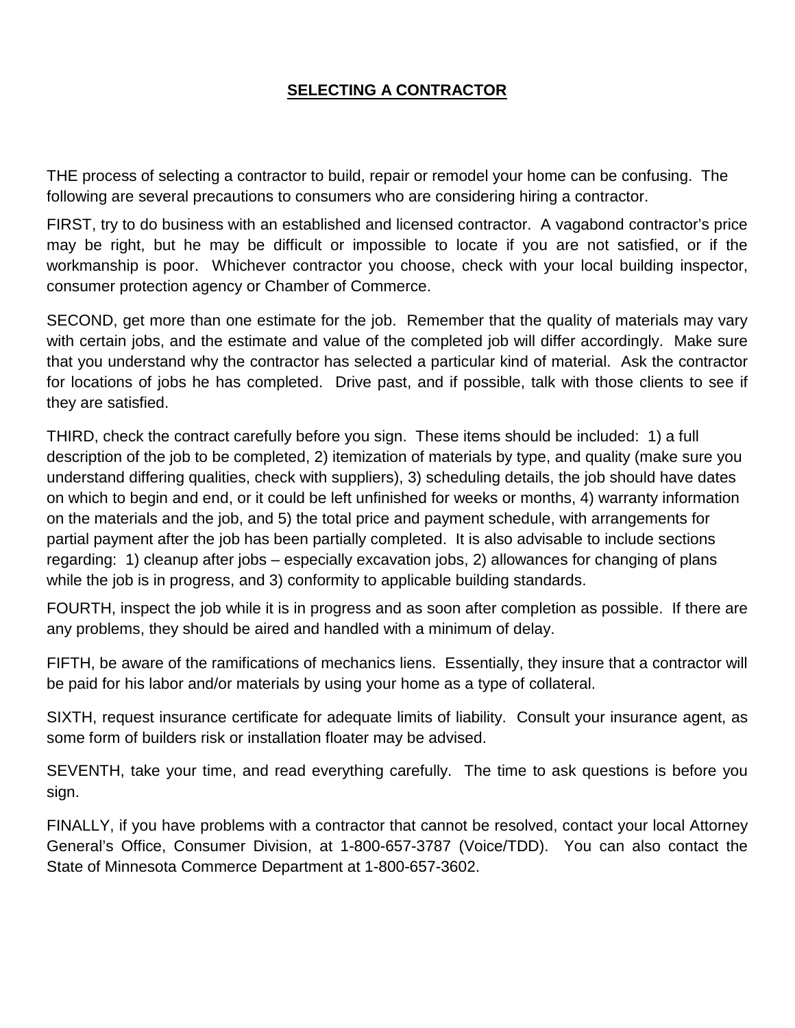# SELECTING A CONTRACTOR

THE process of selecting a contractor to build, repair or remodel your home can be confusing. The following are several precautions to consumers who are considering hiring a contractor.

FIRST, try to do business with an established and licensed contractor. A vagabond contractor's price may be right, but he may be difficult or impossible to locate if you are not satisfied, or if the workmanship is poor. Whichever contractor you choose, check with your local building inspector, consumer protection agency or Chamber of Commerce.

SECOND, get more than one estimate for the job. Remember that the quality of materials may vary with certain jobs, and the estimate and value of the completed job will differ accordingly. Make sure that you understand why the contractor has selected a particular kind of material. Ask the contractor for locations of jobs he has completed. Drive past, and if possible, talk with those clients to see if they are satisfied.

THIRD, check the contract carefully before you sign. These items should be included: 1) a full description of the job to be completed, 2) itemization of materials by type, and quality (make sure you understand differing qualities, check with suppliers), 3) scheduling details, the job should have dates on which to begin and end, or it could be left unfinished for weeks or months, 4) warranty information on the materials and the job, and 5) the total price and payment schedule, with arrangements for partial payment after the job has been partially completed. It is also advisable to include sections regarding: 1) cleanup after jobs – especially excavation jobs, 2) allowances for changing of plans while the job is in progress, and 3) conformity to applicable building standards.

FOURTH, inspect the job while it is in progress and as soon after completion as possible. If there are any problems, they should be aired and handled with a minimum of delay.

FIFTH, be aware of the ramifications of mechanics liens. Essentially, they insure that a contractor will be paid for his labor and/or materials by using your home as a type of collateral.

SIXTH, request insurance certificate for adequate limits of liability. Consult your insurance agent, as some form of builders risk or installation floater may be advised.

SEVENTH, take your time, and read everything carefully. The time to ask questions is before you sign.

FINALLY, if you have problems with a contractor that cannot be resolved, contact your local Attorney General's Office, Consumer Division, at 1-800-657-3787 (Voice/TDD). You can also contact the State of Minnesota Commerce Department at 1-800-657-3602.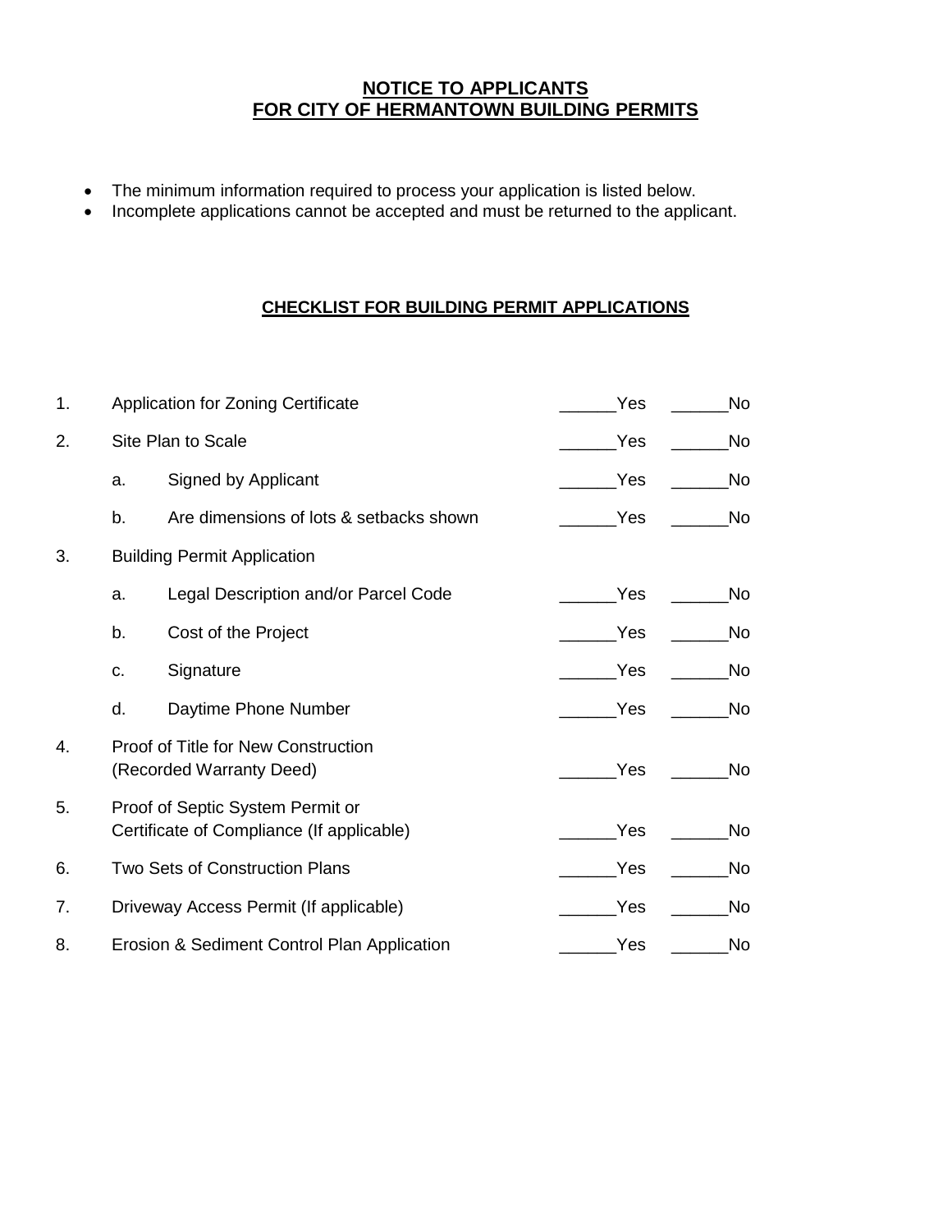**NOTICE TO APPLICANTS**
**FOR CITY OF HERMANTOWN BUILDING PERMITS**

- The minimum information required to process your application is listed below.
- Incomplete applications cannot be accepted and must be returned to the applicant.

**CHECKLIST FOR BUILDING PERMIT APPLICATIONS**

| | | | | |
|---|---|---|---|---|
| 1. | Application for Zoning Certificate | | ______Yes | ______No |
| 2. | Site Plan to Scale | | ______Yes | ______No |
| | a. | Signed by Applicant | ______Yes | ______No |
| | b. | Are dimensions of lots & setbacks shown | ______Yes | ______No |
| 3. | Building Permit Application | | | |
| | a. | Legal Description and/or Parcel Code | ______Yes | ______No |
| | b. | Cost of the Project | ______Yes | ______No |
| | c. | Signature | ______Yes | ______No |
| | d. | Daytime Phone Number | ______Yes | ______No |
| 4. | Proof of Title for New Construction (Recorded Warranty Deed) | | ______Yes | ______No |
| 5. | Proof of Septic System Permit or Certificate of Compliance (If applicable) | | ______Yes | ______No |
| 6. | Two Sets of Construction Plans | | ______Yes | ______No |
| 7. | Driveway Access Permit (If applicable) | | ______Yes | ______No |
| 8. | Erosion & Sediment Control Plan Application | | ______Yes | ______No |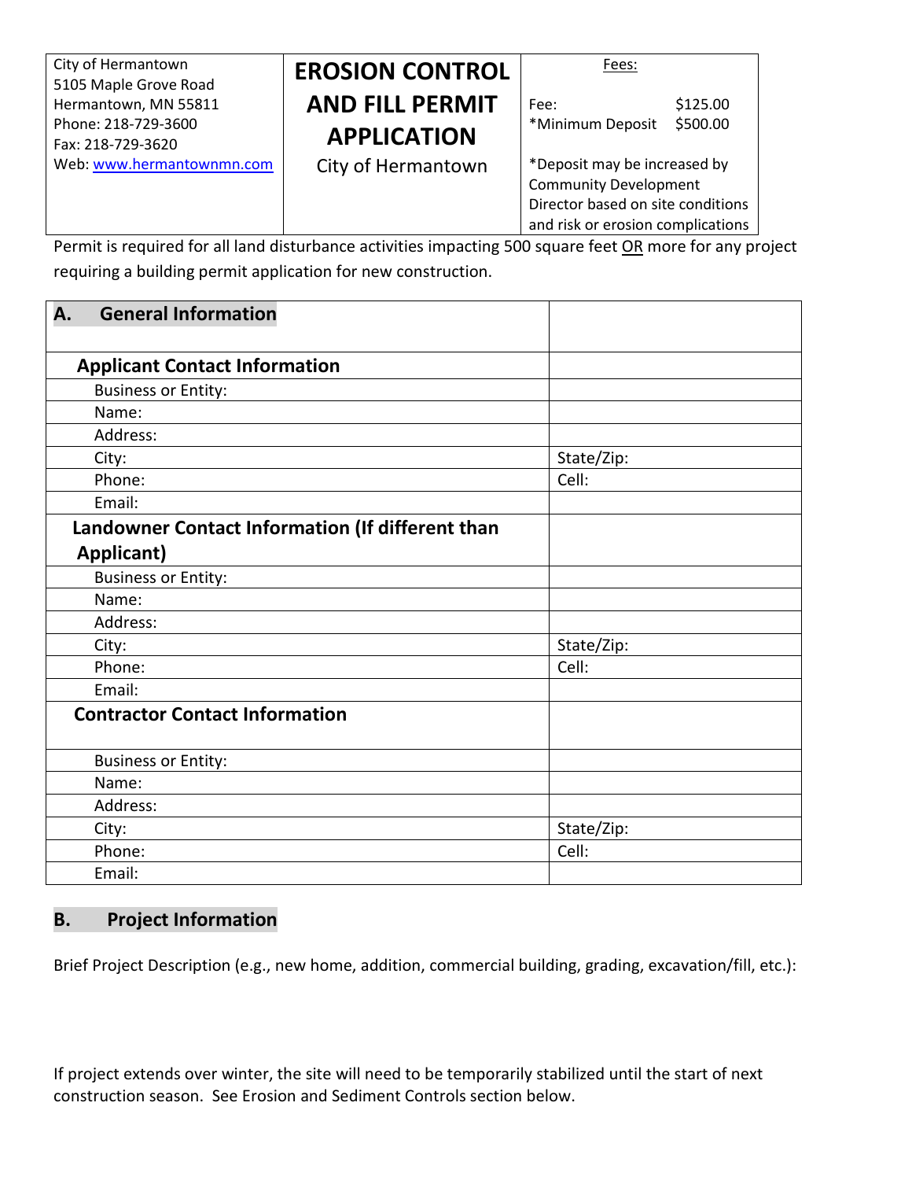| City of Hermantown<br>5105 Maple Grove Road<br>Hermantown, MN 55811<br>Phone: 218-729-3600<br>Fax: 218-729-3620<br>Web: www.hermantownmn.com | **EROSION CONTROL AND FILL PERMIT APPLICATION**<br>City of Hermantown | Fees:<br><br>Fee: $125.00<br>*Minimum Deposit $500.00<br><br>*Deposit may be increased by Community Development Director based on site conditions and risk or erosion complications |
|---|---|---|

Permit is required for all land disturbance activities impacting 500 square feet OR more for any project requiring a building permit application for new construction.

| **A. General Information** | |
|---|---|
| **Applicant Contact Information** | |
| Business or Entity: | |
| Name: | |
| Address: | |
| City: | State/Zip: |
| Phone: | Cell: |
| Email: | |
| **Landowner Contact Information (If different than Applicant)** | |
| Business or Entity: | |
| Name: | |
| Address: | |
| City: | State/Zip: |
| Phone: | Cell: |
| Email: | |
| **Contractor Contact Information** | |
| Business or Entity: | |
| Name: | |
| Address: | |
| City: | State/Zip: |
| Phone: | Cell: |
| Email: | |

## B. Project Information

Brief Project Description (e.g., new home, addition, commercial building, grading, excavation/fill, etc.):

If project extends over winter, the site will need to be temporarily stabilized until the start of next construction season. See Erosion and Sediment Controls section below.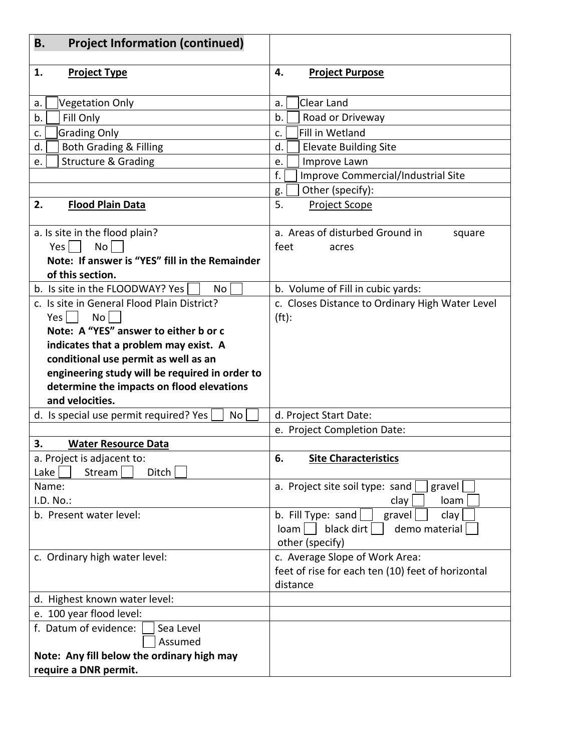| **B. Project Information (continued)** | |
|---|---|
| **1. Project Type** | **4. Project Purpose** |
| a. ☐ Vegetation Only | a. ☐ Clear Land |
| b. ☐ Fill Only | b. ☐ Road or Driveway |
| c. ☐ Grading Only | c. ☐ Fill in Wetland |
| d. ☐ Both Grading & Filling | d. ☐ Elevate Building Site |
| e. ☐ Structure & Grading | e. ☐ Improve Lawn |
| | f. ☐ Improve Commercial/Industrial Site |
| | g. ☐ Other (specify): |
| **2. Flood Plain Data** | 5. Project Scope |
| a. Is site in the flood plain? Yes ☐ No ☐ **Note: If answer is "YES" fill in the Remainder of this section.** | a. Areas of disturbed Ground in square feet acres |
| b. Is site in the FLOODWAY? Yes ☐ No ☐ | b. Volume of Fill in cubic yards: |
| c. Is site in General Flood Plain District? Yes ☐ No ☐ **Note: A "YES" answer to either b or c indicates that a problem may exist. A conditional use permit as well as an engineering study will be required in order to determine the impacts on flood elevations and velocities.** | c. Closes Distance to Ordinary High Water Level (ft): |
| d. Is special use permit required? Yes ☐ No ☐ | d. Project Start Date: |
| | e. Project Completion Date: |
| **3. Water Resource Data** | |
| a. Project is adjacent to: Lake ☐ Stream ☐ Ditch ☐ | **6. Site Characteristics** |
| Name: I.D. No.: | a. Project site soil type: sand ☐ gravel ☐ clay ☐ loam ☐ |
| b. Present water level: | b. Fill Type: sand ☐ gravel ☐ clay ☐ loam ☐ black dirt ☐ demo material ☐ other (specify) |
| c. Ordinary high water level: | c. Average Slope of Work Area: feet of rise for each ten (10) feet of horizontal distance |
| d. Highest known water level: | |
| e. 100 year flood level: | |
| f. Datum of evidence: ☐ Sea Level ☐ Assumed **Note: Any fill below the ordinary high may require a DNR permit.** | |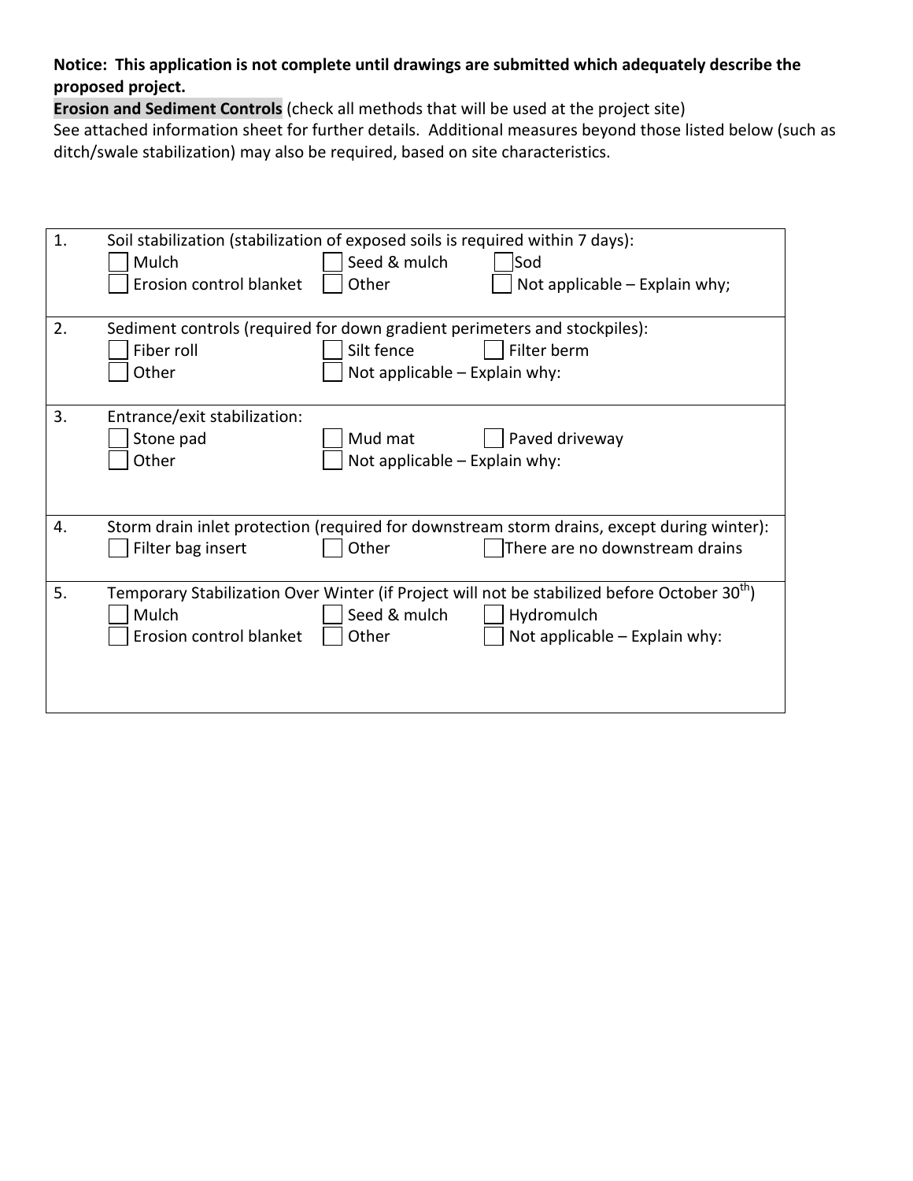**Notice: This application is not complete until drawings are submitted which adequately describe the proposed project.**

**Erosion and Sediment Controls** (check all methods that will be used at the project site)
See attached information sheet for further details. Additional measures beyond those listed below (such as ditch/swale stabilization) may also be required, based on site characteristics.

| | |
|---|---|
| 1. | Soil stabilization (stabilization of exposed soils is required within 7 days):<br>☐ Mulch ☐ Seed & mulch ☐ Sod<br>☐ Erosion control blanket ☐ Other ☐ Not applicable – Explain why; |
| 2. | Sediment controls (required for down gradient perimeters and stockpiles):<br>☐ Fiber roll ☐ Silt fence ☐ Filter berm<br>☐ Other ☐ Not applicable – Explain why: |
| 3. | Entrance/exit stabilization:<br>☐ Stone pad ☐ Mud mat ☐ Paved driveway<br>☐ Other ☐ Not applicable – Explain why: |
| 4. | Storm drain inlet protection (required for downstream storm drains, except during winter):<br>☐ Filter bag insert ☐ Other ☐ There are no downstream drains |
| 5. | Temporary Stabilization Over Winter (if Project will not be stabilized before October 30th)<br>☐ Mulch ☐ Seed & mulch ☐ Hydromulch<br>☐ Erosion control blanket ☐ Other ☐ Not applicable – Explain why: |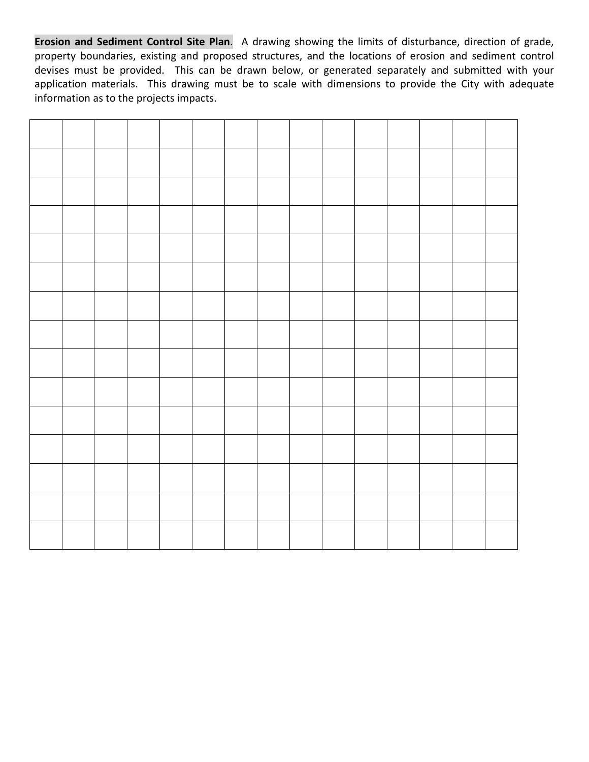**Erosion and Sediment Control Site Plan**. A drawing showing the limits of disturbance, direction of grade, property boundaries, existing and proposed structures, and the locations of erosion and sediment control devises must be provided. This can be drawn below, or generated separately and submitted with your application materials. This drawing must be to scale with dimensions to provide the City with adequate information as to the projects impacts.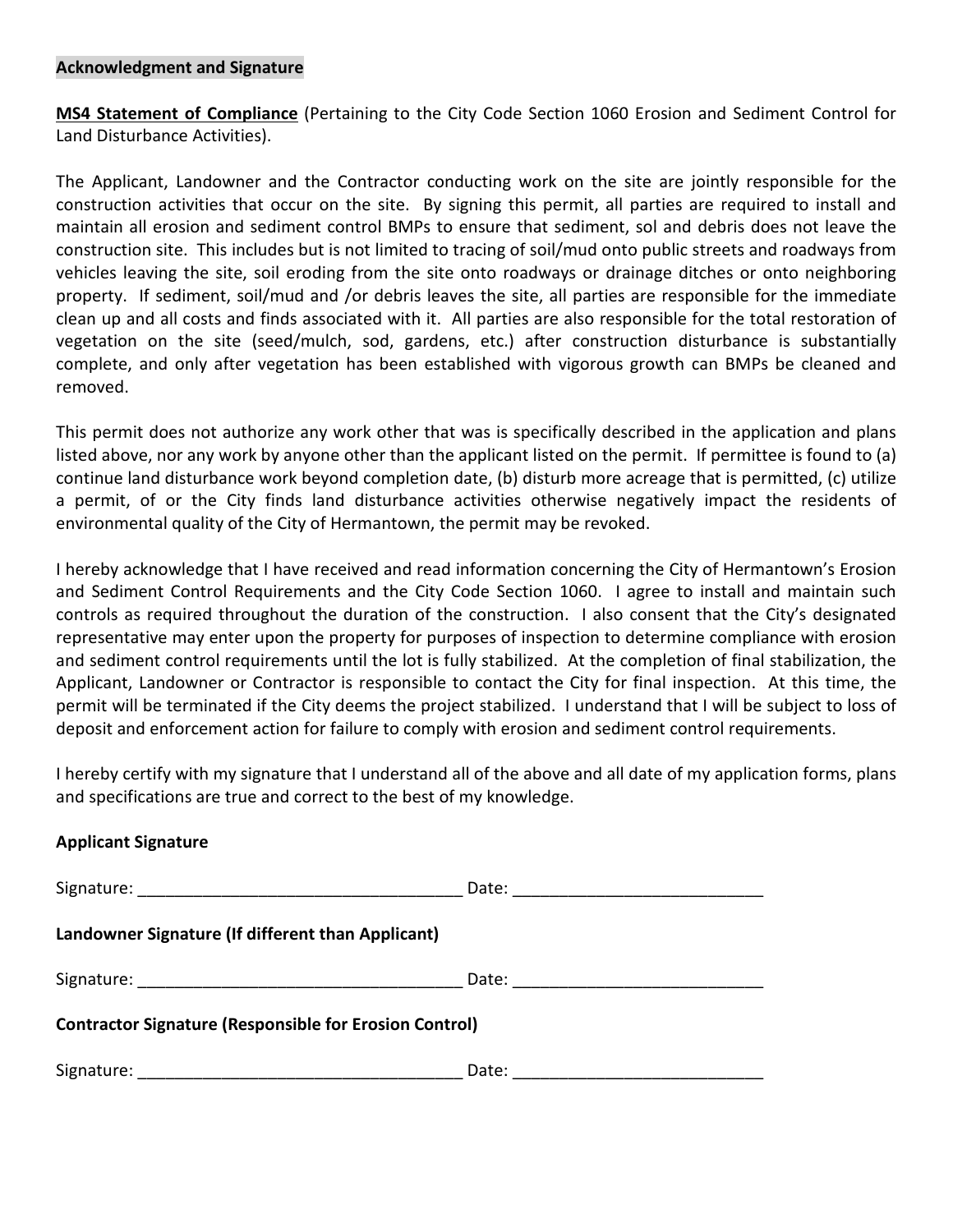**Acknowledgment and Signature**

**MS4 Statement of Compliance** (Pertaining to the City Code Section 1060 Erosion and Sediment Control for Land Disturbance Activities).

The Applicant, Landowner and the Contractor conducting work on the site are jointly responsible for the construction activities that occur on the site. By signing this permit, all parties are required to install and maintain all erosion and sediment control BMPs to ensure that sediment, sol and debris does not leave the construction site. This includes but is not limited to tracing of soil/mud onto public streets and roadways from vehicles leaving the site, soil eroding from the site onto roadways or drainage ditches or onto neighboring property. If sediment, soil/mud and /or debris leaves the site, all parties are responsible for the immediate clean up and all costs and finds associated with it. All parties are also responsible for the total restoration of vegetation on the site (seed/mulch, sod, gardens, etc.) after construction disturbance is substantially complete, and only after vegetation has been established with vigorous growth can BMPs be cleaned and removed.

This permit does not authorize any work other that was is specifically described in the application and plans listed above, nor any work by anyone other than the applicant listed on the permit. If permittee is found to (a) continue land disturbance work beyond completion date, (b) disturb more acreage that is permitted, (c) utilize a permit, of or the City finds land disturbance activities otherwise negatively impact the residents of environmental quality of the City of Hermantown, the permit may be revoked.

I hereby acknowledge that I have received and read information concerning the City of Hermantown's Erosion and Sediment Control Requirements and the City Code Section 1060. I agree to install and maintain such controls as required throughout the duration of the construction. I also consent that the City's designated representative may enter upon the property for purposes of inspection to determine compliance with erosion and sediment control requirements until the lot is fully stabilized. At the completion of final stabilization, the Applicant, Landowner or Contractor is responsible to contact the City for final inspection. At this time, the permit will be terminated if the City deems the project stabilized. I understand that I will be subject to loss of deposit and enforcement action for failure to comply with erosion and sediment control requirements.

I hereby certify with my signature that I understand all of the above and all date of my application forms, plans and specifications are true and correct to the best of my knowledge.

**Applicant Signature**

Signature: ___________________________________ Date: ___________________________

**Landowner Signature (If different than Applicant)**

Signature: ___________________________________ Date: ___________________________

**Contractor Signature (Responsible for Erosion Control)**

Signature: ___________________________________ Date: ___________________________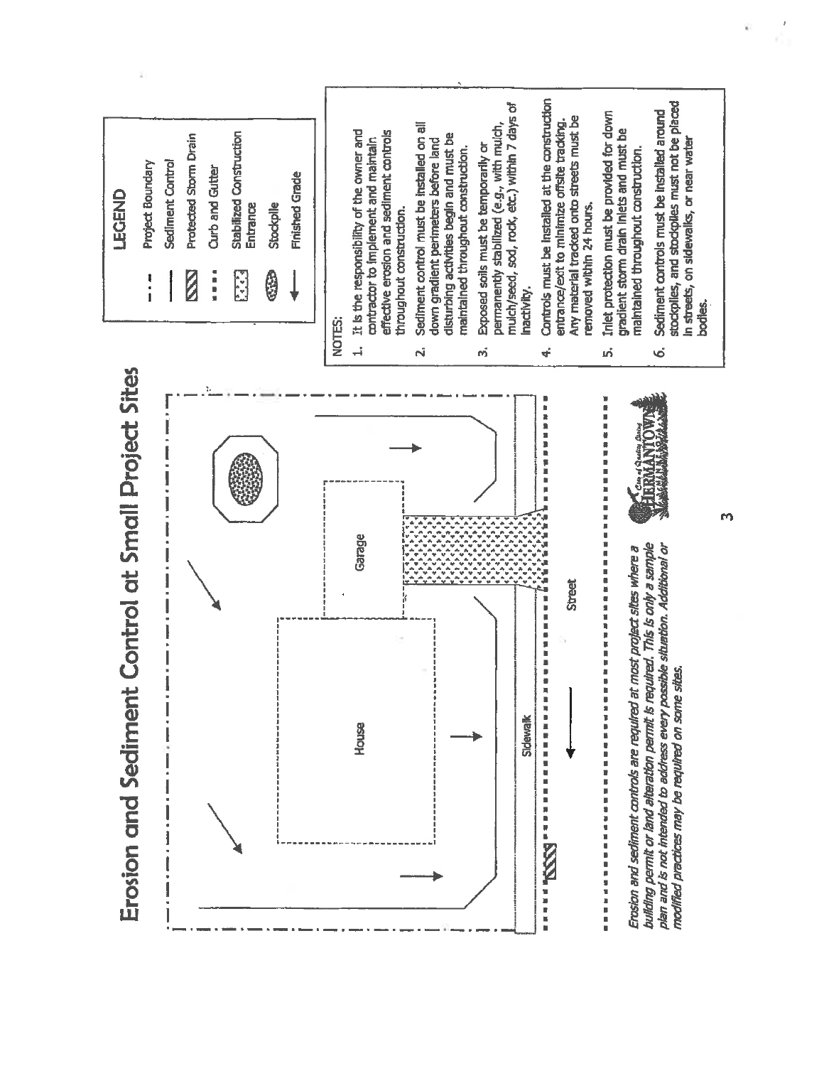# Erosion and Sedimentation Control at Small Project Sites

House

Garage

Sidewalk

Street

*Erosion and sediment controls are required at most project sites where a building permit or land alteration permit is required. This is only a sample plan and is not intended to address every possible situation. Additional or modified practices may be required on some sites.*

## LEGEND

- Project Boundary
- Sediment Control
- Protected Storm Drain
- Curb and Gutter
- Stabilized Construction Entrance
- Stockpile
- Finished Grade

## NOTES:

1. It is the responsibility of the owner and contractor to implement and maintain effective erosion and sediment controls throughout construction.
2. Sediment control must be installed on all down gradient perimeters before land disturbing activities begin and must be maintained throughout construction.
3. Exposed soils must be temporarily or permanently stabilized (e.g., with mulch, mulch/seed, sod, rock, etc.) within 7 days of inactivity.
4. Controls must be installed at the construction entrance/exit to minimize offsite tracking. Any material tracked onto streets must be removed within 24 hours.
5. Inlet protection must be provided for down gradient storm drain inlets and must be maintained throughout construction.
6. Sediment controls must be installed around stockpiles, and stockpiles must not be placed in streets, on sidewalks, or near water bodies.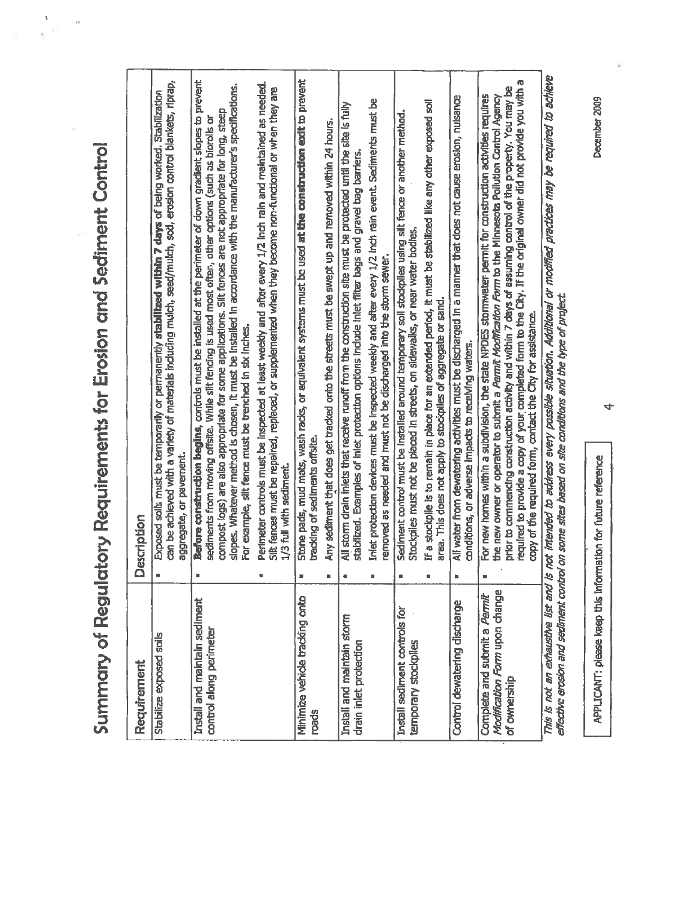# Summary of Regulatory Requirements for Erosion and Sediment Control

| Requirement | Description |
| --- | --- |
| Stabilize exposed soils | • Exposed soils must be temporarily or permanently **stabilized within 7 days** of being worked. Stabilization can be achieved with a variety of materials including mulch, seed/mulch, sod, erosion control blankets, riprap, aggregate, or pavement. |
| Install and maintain sediment control along perimeter | • **Before construction begins**, controls must be installed at the perimeter of down gradient slopes to prevent sediments from moving offsite. While silt fencing is used most often, other options (such as biorolls or compost logs) are also appropriate for some applications. Silt fences are not appropriate for long, steep slopes. Whatever method is chosen, it must be installed in accordance with the manufacturer's specifications. For example, silt fence must be trenched in six inches.<br>• Perimeter controls must be inspected at least weekly and after every 1/2 inch rain and maintained as needed. Silt fences must be repaired, replaced, or supplemented when they become non-functional or when they are 1/3 full with sediment. |
| Minimize vehicle tracking onto roads | • Stone pads, mud mats, wash racks, or equivalent systems must be used **at the construction exit** to prevent tracking of sediments offsite.<br>• Any sediment that does get tracked onto the streets must be swept up and removed within 24 hours. |
| Install and maintain storm drain inlet protection | • All storm drain inlets that receive runoff from the construction site must be protected until the site is fully stabilized. Examples of inlet protection options include inlet filter bags and gravel bag barriers.<br>• Inlet protection devices must be inspected weekly and after every 1/2 inch rain event. Sediments must be removed as needed and must not be discharged into the storm sewer. |
| Install sediment controls for temporary stockpiles | • Sediment control must be installed around temporary soil stockpiles using silt fence or another method. Stockpiles must not be placed in streets, on sidewalks, or near water bodies.<br>• If a stockpile is to remain in place for an extended period, it must be stabilized like any other exposed soil area. This does not apply to stockpiles of aggregate or sand. |
| Control dewatering discharge | • All water from dewatering activities must be discharged in a manner that does not cause erosion, nuisance conditions, or adverse impacts to receiving waters. |
| Complete and submit a *Permit Modification Form* upon change of ownership | • For new homes within a subdivision, the state NPDES stormwater permit for construction activities requires the new owner or operator to submit a *Permit Modification Form* to the Minnesota Pollution Control Agency prior to commencing construction activity and within 7 days of assuming control of the property. You may be required to provide a copy of your completed form to the City. If the original owner did not provide you with a copy of the required form, contact the City for assistance. |

***This is not an exhaustive list and is not intended to address every possible situation. Additional or modified practices may be required to achieve effective erosion and sediment control on some sites based on site conditions and the type of project.***

APPLICANT: please keep this information for future reference

December 2009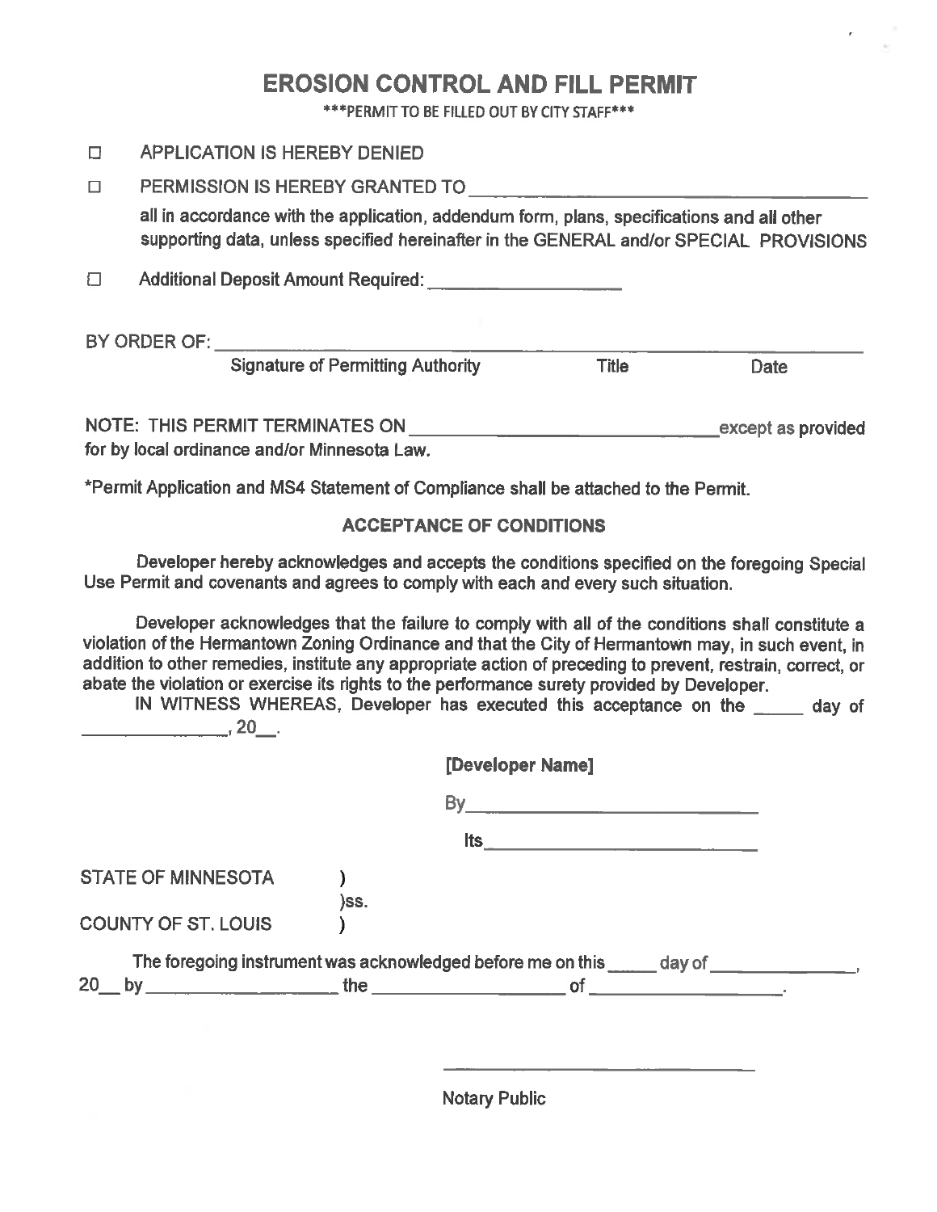# EROSION CONTROL AND FILL PERMIT

***PERMIT TO BE FILLED OUT BY CITY STAFF***

☐ APPLICATION IS HEREBY DENIED

☐ PERMISSION IS HEREBY GRANTED TO ______________________________

all in accordance with the application, addendum form, plans, specifications and all other supporting data, unless specified hereinafter in the GENERAL and/or SPECIAL PROVISIONS

☐ Additional Deposit Amount Required: ____________________

BY ORDER OF: ______________________________________________

Signature of Permitting Authority &nbsp;&nbsp;&nbsp;&nbsp; Title &nbsp;&nbsp;&nbsp;&nbsp; Date

NOTE: THIS PERMIT TERMINATES ON ______________________________ except as provided for by local ordinance and/or Minnesota Law.

*Permit Application and MS4 Statement of Compliance shall be attached to the Permit.

## ACCEPTANCE OF CONDITIONS

Developer hereby acknowledges and accepts the conditions specified on the foregoing Special Use Permit and covenants and agrees to comply with each and every such situation.

Developer acknowledges that the failure to comply with all of the conditions shall constitute a violation of the Hermantown Zoning Ordinance and that the City of Hermantown may, in such event, in addition to other remedies, institute any appropriate action of preceding to prevent, restrain, correct, or abate the violation or exercise its rights to the performance surety provided by Developer.

IN WITNESS WHEREAS, Developer has executed this acceptance on the _____ day of ______________, 20__.

**[Developer Name]**

By____________________________

Its____________________________

STATE OF MINNESOTA )
)ss.
COUNTY OF ST. LOUIS )

The foregoing instrument was acknowledged before me on this _____ day of ______________, 20__ by __________________ the __________________ of __________________.

______________________________

Notary Public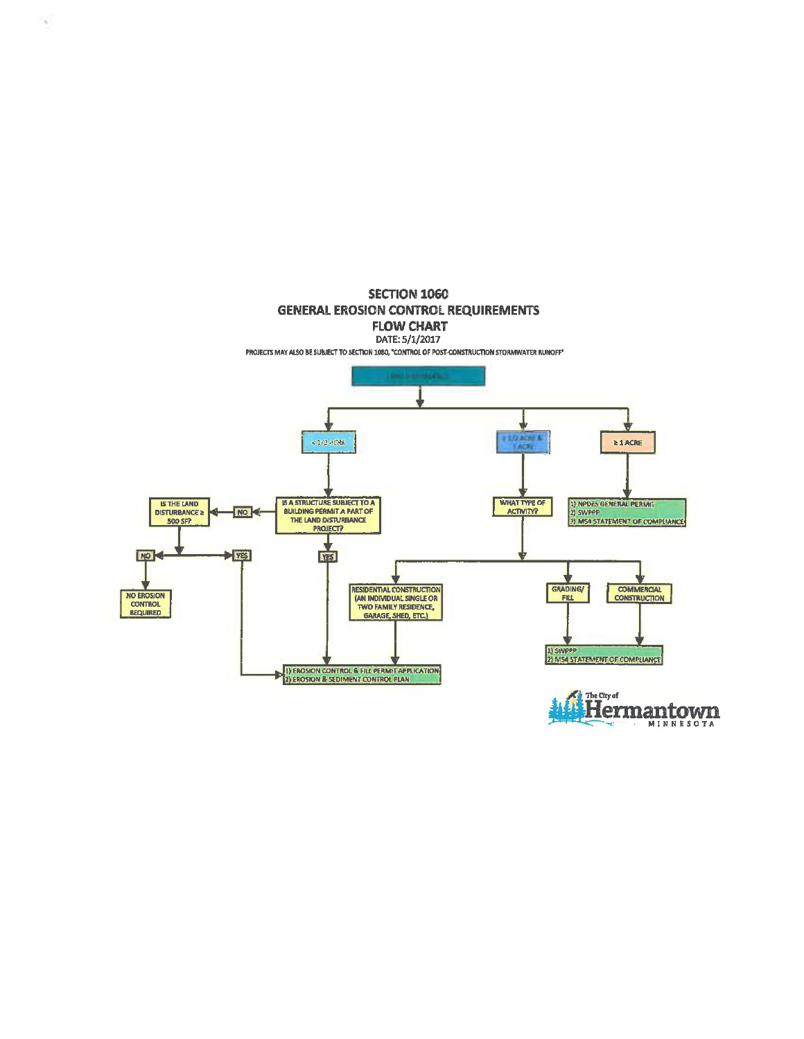# SECTION 1060
## GENERAL EROSION CONTROL REQUIREMENTS
## FLOW CHART

DATE: 5/1/2017

PROJECTS MAY ALSO BE SUBJECT TO SECTION 1080, "CONTROL OF POST-CONSTRUCTION STORMWATER RUNOFF"

LAND DISTURBANCE

- < 1/2 ACRE
  - IS A STRUCTURE SUBJECT TO A BUILDING PERMIT A PART OF THE LAND DISTURBANCE PROJECT?
    - YES → 1) EROSION CONTROL & FILL PERMIT APPLICATION; 2) EROSION & SEDIMENT CONTROL PLAN
    - NO → IS THE LAND DISTURBANCE ≥ 500 SF?
      - NO → NO EROSION CONTROL REQUIRED
      - YES → 1) EROSION CONTROL & FILL PERMIT APPLICATION; 2) EROSION & SEDIMENT CONTROL PLAN
- ≥ 1/2 ACRE & < 1 ACRE
  - WHAT TYPE OF ACTIVITY?
    - RESIDENTIAL CONSTRUCTION (AN INDIVIDUAL SINGLE OR TWO FAMILY RESIDENCE, GARAGE, SHED, ETC.) → 1) EROSION CONTROL & FILL PERMIT APPLICATION; 2) EROSION & SEDIMENT CONTROL PLAN
    - GRADING/FILL → 1) SWPPP; 2) MS4 STATEMENT OF COMPLIANCE
    - COMMERCIAL CONSTRUCTION → 1) SWPPP; 2) MS4 STATEMENT OF COMPLIANCE
- ≥ 1 ACRE
  - 1) NPDES GENERAL PERMIT; 2) SWPPP; 3) MS4 STATEMENT OF COMPLIANCE

The City of Hermantown MINNESOTA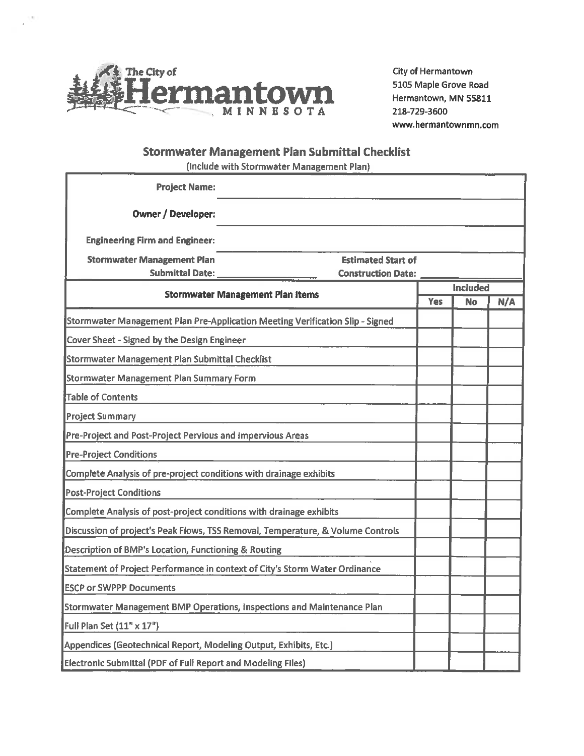The City of Hermantown MINNESOTA

City of Hermantown
5105 Maple Grove Road
Hermantown, MN 55811
218-729-3600
www.hermantownmn.com

## Stormwater Management Plan Submittal Checklist

(Include with Stormwater Management Plan)

**Project Name:** ______________________________

**Owner / Developer:** ______________________________

**Engineering Firm and Engineer:** ______________________________

**Stormwater Management Plan Submittal Date:** ________________ **Estimated Start of Construction Date:** ________________

| Stormwater Management Plan Items | Included | | |
|---|---|---|---|
| | Yes | No | N/A |
| Stormwater Management Plan Pre-Application Meeting Verification Slip - Signed | | | |
| Cover Sheet - Signed by the Design Engineer | | | |
| Stormwater Management Plan Submittal Checklist | | | |
| Stormwater Management Plan Summary Form | | | |
| Table of Contents | | | |
| Project Summary | | | |
| Pre-Project and Post-Project Pervious and Impervious Areas | | | |
| Pre-Project Conditions | | | |
| Complete Analysis of pre-project conditions with drainage exhibits | | | |
| Post-Project Conditions | | | |
| Complete Analysis of post-project conditions with drainage exhibits | | | |
| Discussion of project's Peak Flows, TSS Removal, Temperature, & Volume Controls | | | |
| Description of BMP's Location, Functioning & Routing | | | |
| Statement of Project Performance in context of City's Storm Water Ordinance | | | |
| ESCP or SWPPP Documents | | | |
| Stormwater Management BMP Operations, Inspections and Maintenance Plan | | | |
| Full Plan Set (11" x 17") | | | |
| Appendices (Geotechnical Report, Modeling Output, Exhibits, Etc.) | | | |
| Electronic Submittal (PDF of Full Report and Modeling Files) | | | |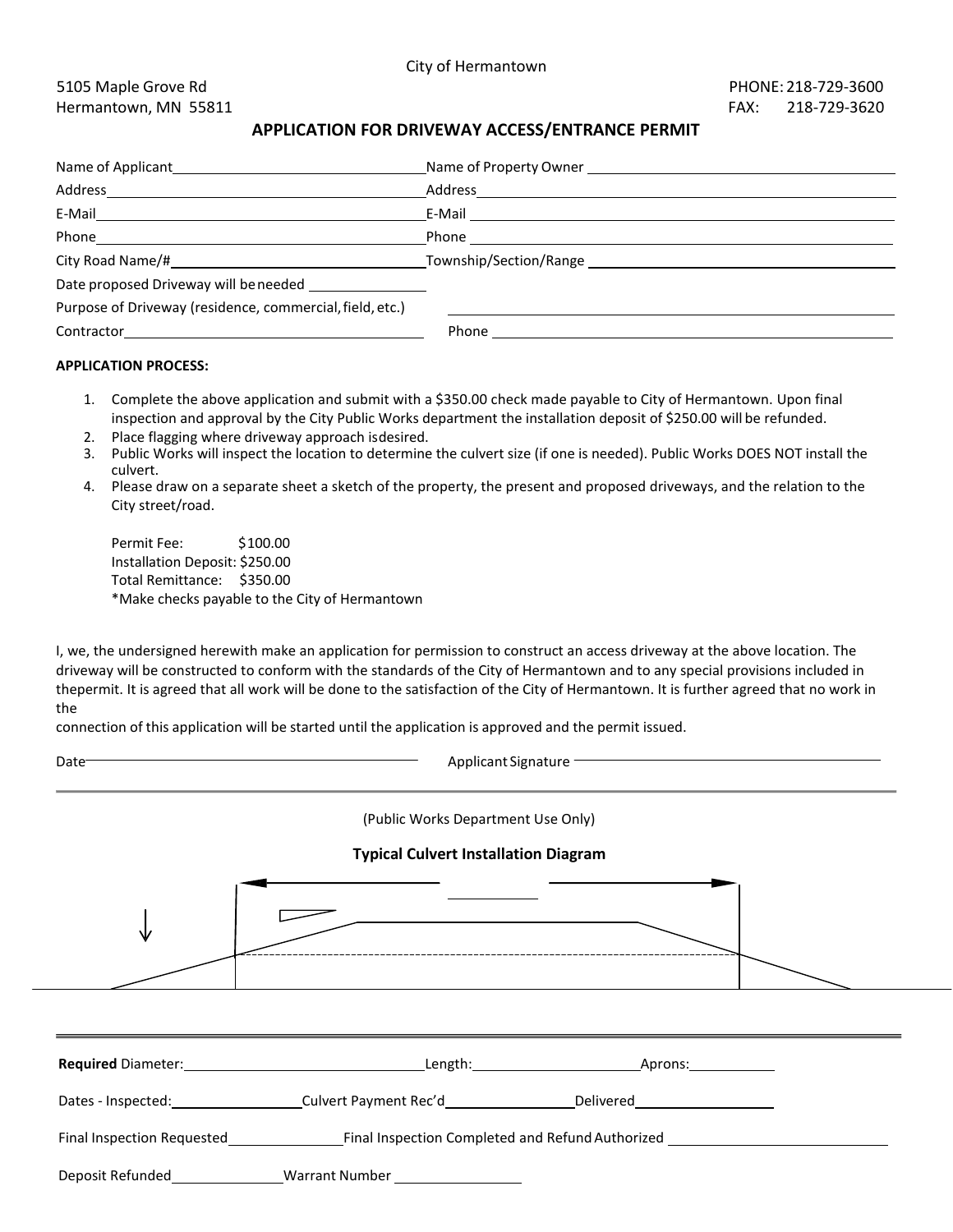City of Hermantown

5105 Maple Grove Rd
Hermantown, MN 55811

PHONE: 218-729-3600
FAX: 218-729-3620

## APPLICATION FOR DRIVEWAY ACCESS/ENTRANCE PERMIT

Name of Applicant\_\_\_\_\_\_\_\_\_\_\_\_\_\_\_\_\_\_\_\_\_\_\_\_\_\_\_\_\_\_ Name of Property Owner \_\_\_\_\_\_\_\_\_\_\_\_\_\_\_\_\_\_\_\_\_\_\_\_\_\_\_\_\_\_

Address\_\_\_\_\_\_\_\_\_\_\_\_\_\_\_\_\_\_\_\_\_\_\_\_\_\_\_\_\_\_ Address\_\_\_\_\_\_\_\_\_\_\_\_\_\_\_\_\_\_\_\_\_\_\_\_\_\_\_\_\_\_

E-Mail\_\_\_\_\_\_\_\_\_\_\_\_\_\_\_\_\_\_\_\_\_\_\_\_\_\_\_\_\_\_ E-Mail \_\_\_\_\_\_\_\_\_\_\_\_\_\_\_\_\_\_\_\_\_\_\_\_\_\_\_\_\_\_

Phone\_\_\_\_\_\_\_\_\_\_\_\_\_\_\_\_\_\_\_\_\_\_\_\_\_\_\_\_\_\_ Phone \_\_\_\_\_\_\_\_\_\_\_\_\_\_\_\_\_\_\_\_\_\_\_\_\_\_\_\_\_\_

City Road Name/#\_\_\_\_\_\_\_\_\_\_\_\_\_\_\_\_\_\_\_\_\_\_\_\_\_\_\_\_\_\_ Township/Section/Range \_\_\_\_\_\_\_\_\_\_\_\_\_\_\_\_\_\_\_\_\_\_\_\_\_\_\_\_\_\_

Date proposed Driveway will be needed \_\_\_\_\_\_\_\_\_\_\_\_\_\_\_

Purpose of Driveway (residence, commercial, field, etc.) \_\_\_\_\_\_\_\_\_\_\_\_\_\_\_\_\_\_\_\_\_\_\_\_\_\_\_\_\_\_

Contractor\_\_\_\_\_\_\_\_\_\_\_\_\_\_\_\_\_\_\_\_\_\_\_\_\_\_\_\_\_\_ Phone \_\_\_\_\_\_\_\_\_\_\_\_\_\_\_\_\_\_\_\_\_\_\_\_\_\_\_\_\_\_

**APPLICATION PROCESS:**

1. Complete the above application and submit with a $350.00 check made payable to City of Hermantown. Upon final inspection and approval by the City Public Works department the installation deposit of $250.00 will be refunded.
2. Place flagging where driveway approach is desired.
3. Public Works will inspect the location to determine the culvert size (if one is needed). Public Works DOES NOT install the culvert.
4. Please draw on a separate sheet a sketch of the property, the present and proposed driveways, and the relation to the City street/road.

   Permit Fee: $100.00
   Installation Deposit: $250.00
   Total Remittance: $350.00
   *Make checks payable to the City of Hermantown

I, we, the undersigned herewith make an application for permission to construct an access driveway at the above location. The driveway will be constructed to conform with the standards of the City of Hermantown and to any special provisions included in the permit. It is agreed that all work will be done to the satisfaction of the City of Hermantown. It is further agreed that no work in the connection of this application will be started until the application is approved and the permit issued.

Date\_\_\_\_\_\_\_\_\_\_\_\_\_\_\_\_\_\_\_\_\_\_\_\_\_\_\_\_\_\_ Applicant Signature \_\_\_\_\_\_\_\_\_\_\_\_\_\_\_\_\_\_\_\_\_\_\_\_\_\_\_\_\_\_

---

(Public Works Department Use Only)

**Typical Culvert Installation Diagram**

---

**Required** Diameter:\_\_\_\_\_\_\_\_\_\_\_\_\_\_\_\_\_\_\_\_ Length:\_\_\_\_\_\_\_\_\_\_\_\_\_\_\_\_\_\_\_\_ Aprons:\_\_\_\_\_\_\_\_\_\_

Dates - Inspected:\_\_\_\_\_\_\_\_\_\_\_\_\_\_\_ Culvert Payment Rec'd\_\_\_\_\_\_\_\_\_\_\_\_\_\_\_ Delivered\_\_\_\_\_\_\_\_\_\_\_\_\_\_\_

Final Inspection Requested\_\_\_\_\_\_\_\_\_\_\_\_\_\_\_ Final Inspection Completed and Refund Authorized \_\_\_\_\_\_\_\_\_\_\_\_\_\_\_\_\_\_\_\_

Deposit Refunded\_\_\_\_\_\_\_\_\_\_\_\_\_\_\_ Warrant Number \_\_\_\_\_\_\_\_\_\_\_\_\_\_\_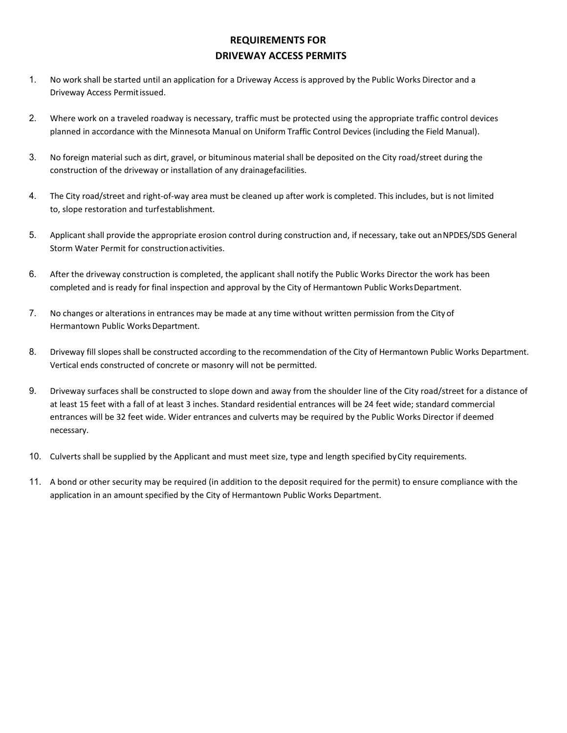# REQUIREMENTS FOR DRIVEWAY ACCESS PERMITS

1. No work shall be started until an application for a Driveway Access is approved by the Public Works Director and a Driveway Access Permit issued.

2. Where work on a traveled roadway is necessary, traffic must be protected using the appropriate traffic control devices planned in accordance with the Minnesota Manual on Uniform Traffic Control Devices (including the Field Manual).

3. No foreign material such as dirt, gravel, or bituminous material shall be deposited on the City road/street during the construction of the driveway or installation of any drainage facilities.

4. The City road/street and right-of-way area must be cleaned up after work is completed. This includes, but is not limited to, slope restoration and turf establishment.

5. Applicant shall provide the appropriate erosion control during construction and, if necessary, take out an NPDES/SDS General Storm Water Permit for construction activities.

6. After the driveway construction is completed, the applicant shall notify the Public Works Director the work has been completed and is ready for final inspection and approval by the City of Hermantown Public Works Department.

7. No changes or alterations in entrances may be made at any time without written permission from the City of Hermantown Public Works Department.

8. Driveway fill slopes shall be constructed according to the recommendation of the City of Hermantown Public Works Department. Vertical ends constructed of concrete or masonry will not be permitted.

9. Driveway surfaces shall be constructed to slope down and away from the shoulder line of the City road/street for a distance of at least 15 feet with a fall of at least 3 inches. Standard residential entrances will be 24 feet wide; standard commercial entrances will be 32 feet wide. Wider entrances and culverts may be required by the Public Works Director if deemed necessary.

10. Culverts shall be supplied by the Applicant and must meet size, type and length specified by City requirements.

11. A bond or other security may be required (in addition to the deposit required for the permit) to ensure compliance with the application in an amount specified by the City of Hermantown Public Works Department.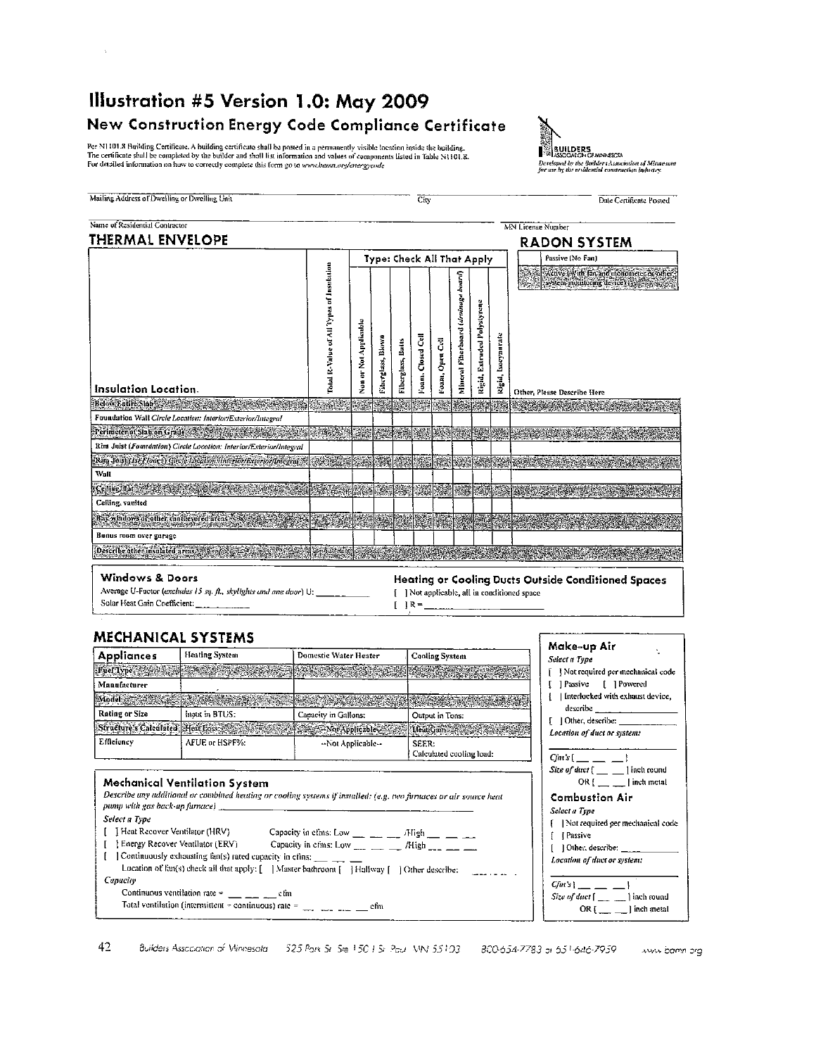# Illustration #5 Version 1.0: May 2009

## New Construction Energy Code Compliance Certificate

Per N1101.8 Building Certificate. A building certificate shall be posted in a permanently visible location inside the building. The certificate shall be completed by the builder and shall list information and values of components listed in Table N1101.8. For detailed information on how to correctly complete this form go to www.bamn.org/energycode

BUILDERS ASSOCIATION OF MINNESOTA
*Developed by the Builders Association of Minnesota for use by the residential construction industry.*

Mailing Address of Dwelling or Dwelling Unit ______ City ______ Date Certificate Posted ______

Name of Residential Contractor ______ MN License Number ______

## THERMAL ENVELOPE

| Insulation Location | Total R-Value of All Types of Insulation | Type: Check All That Apply | | | | | | | | Other, Please Describe Here |
|---|---|---|---|---|---|---|---|---|---|---|
| | | None or Not Applicable | Fiberglass, Blown | Fiberglass, Batts | Foam, Closed Cell | Foam, Open Cell | Mineral Fiberboard *(drainage board)* | Rigid, Extruded Polystyrene | Rigid, Isocyanurate | |
| Below Entire Slab | | | | | | | | | | |
| Foundation Wall *Circle Location: Interior/Exterior/Integral* | | | | | | | | | | |
| Perimeter of Slab on Grade | | | | | | | | | | |
| Rim Joist *(Foundation) Circle Location: Interior/Exterior/Integral* | | | | | | | | | | |
| Rim Joist *(1st Floor) Circle Location: Interior/Exterior/Integral* | | | | | | | | | | |
| Wall | | | | | | | | | | |
| Ceiling, flat | | | | | | | | | | |
| Ceiling, vaulted | | | | | | | | | | |
| Bay windows or other cantilevered areas | | | | | | | | | | |
| Bonus room over garage | | | | | | | | | | |
| Describe other insulated areas | | | | | | | | | | |

## RADON SYSTEM

- [ ] Passive (No Fan)
- [ ] Active (With fan and monometer or other system monitoring device)

### Windows & Doors

Average U-Factor *(excludes 15 sq. ft., skylights and one door)* U: ______

Solar Heat Gain Coefficient: ______

### Heating or Cooling Ducts Outside Conditioned Spaces

[ ] Not applicable, all in conditioned space

[ ] R = ______

## MECHANICAL SYSTEMS

| Appliances | Heating System | Domestic Water Heater | Cooling System |
|---|---|---|---|
| Fuel Type | | | |
| Manufacturer | | | |
| Model | | | |
| Rating or Size | Input in BTUS: | Capacity in Gallons: | Output in Tons: |
| Structure's Calculated | Heat Loss: | --Not Applicable-- | Heat Gain: |
| Efficiency | AFUE or HSPF%: | --Not Applicable-- | SEER: Calculated cooling load: |

### Mechanical Ventilation System

*Describe any additional or combined heating or cooling systems if installed: (e.g. two furnaces or air source heat pump with gas back-up furnace)* ______

*Select a Type*

[ ] Heat Recover Ventilator (HRV) Capacity in cfms: Low ___ ___ ___ /High ___ ___ ___

[ ] Energy Recover Ventilator (ERV) Capacity in cfms: Low ___ ___ ___ /High ___ ___ ___

[ ] Continuously exhausting fan(s) rated capacity in cfms: ___ ___ ___

Location of fan(s) check all that apply: [ ] Master bathroom [ ] Hallway [ ] Other describe: ______

*Capacity*

Continuous ventilation rate = ___ ___ ___ cfm

Total ventilation (intermittent + continuous) rate = ___ ___ ___ ___ cfm

### Make-up Air

*Select a Type*

[ ] Not required per mechanical code

[ ] Passive [ ] Powered

[ ] Interlocked with exhaust device, describe ______

[ ] Other, describe: ______

*Location of duct or system:* ______

*Cfm's* [ ___ ___ ___ ]

*Size of duct* [ ___ ___ ] inch round OR [ ___ ___ ] inch metal

### Combustion Air

*Select a Type*

[ ] Not required per mechanical code

[ ] Passive

[ ] Other, describe: ______

*Location of duct or system:* ______

*Cfm's* [ ___ ___ ___ ]

*Size of duct* [ ___ ___ ] inch round OR [ ___ ___ ] inch metal

Builders Association of Minnesota 525 Park St Ste 150 | St Paul MN 55103 800-654-7783 or 651-646-7959 www.bamn.org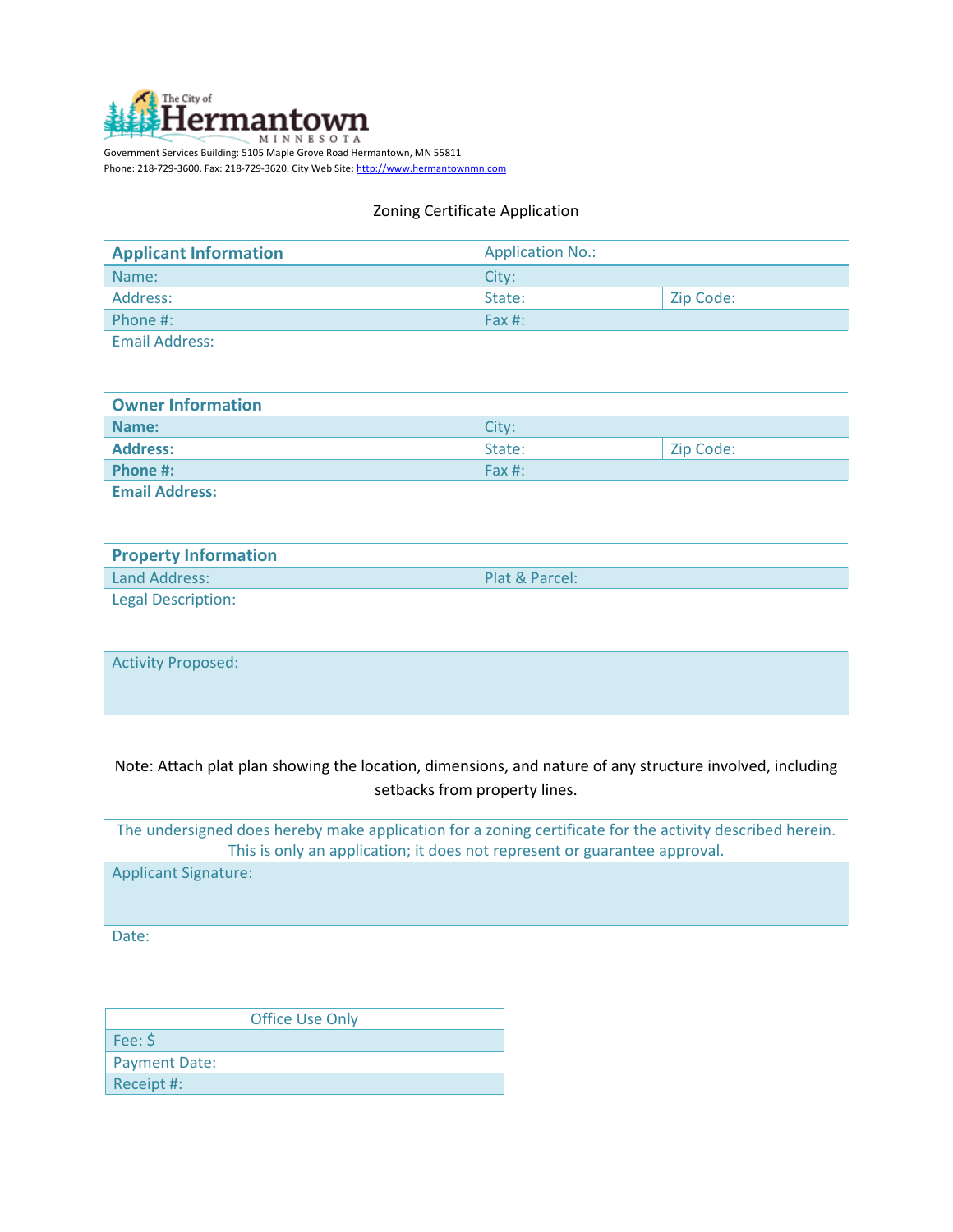The City of Hermantown MINNESOTA

Government Services Building: 5105 Maple Grove Road Hermantown, MN 55811
Phone: 218-729-3600, Fax: 218-729-3620. City Web Site: http://www.hermantownmn.com

Zoning Certificate Application

| **Applicant Information** | Application No.: | |
|---|---|---|
| Name: | City: | |
| Address: | State: | Zip Code: |
| Phone #: | Fax #: | |
| Email Address: | | |

| **Owner Information** | | |
|---|---|---|
| **Name:** | City: | |
| **Address:** | State: | Zip Code: |
| **Phone #:** | Fax #: | |
| **Email Address:** | | |

| **Property Information** | |
|---|---|
| Land Address: | Plat & Parcel: |
| Legal Description: | |
| Activity Proposed: | |

Note: Attach plat plan showing the location, dimensions, and nature of any structure involved, including setbacks from property lines.

| The undersigned does hereby make application for a zoning certificate for the activity described herein. This is only an application; it does not represent or guarantee approval. |
|---|
| Applicant Signature: |
| Date: |

| Office Use Only |
|---|
| Fee: $ |
| Payment Date: |
| Receipt #: |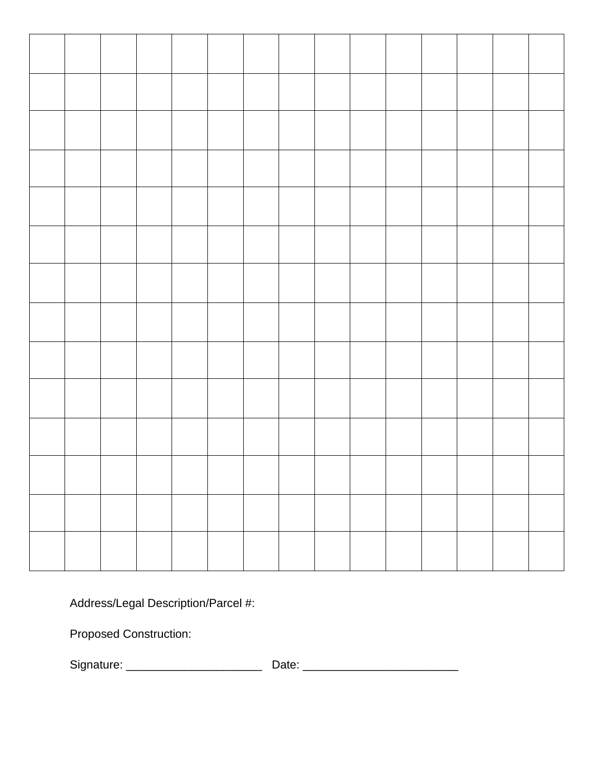| | | | | | | | | | | | | | | |
|---|---|---|---|---|---|---|---|---|---|---|---|---|---|---|
| | | | | | | | | | | | | | | |
| | | | | | | | | | | | | | | |
| | | | | | | | | | | | | | | |
| | | | | | | | | | | | | | | |
| | | | | | | | | | | | | | | |
| | | | | | | | | | | | | | | |
| | | | | | | | | | | | | | | |
| | | | | | | | | | | | | | | |
| | | | | | | | | | | | | | | |
| | | | | | | | | | | | | | | |
| | | | | | | | | | | | | | | |
| | | | | | | | | | | | | | | |
| | | | | | | | | | | | | | | |

Address/Legal Description/Parcel #:

Proposed Construction:

Signature: _____________________ Date: ________________________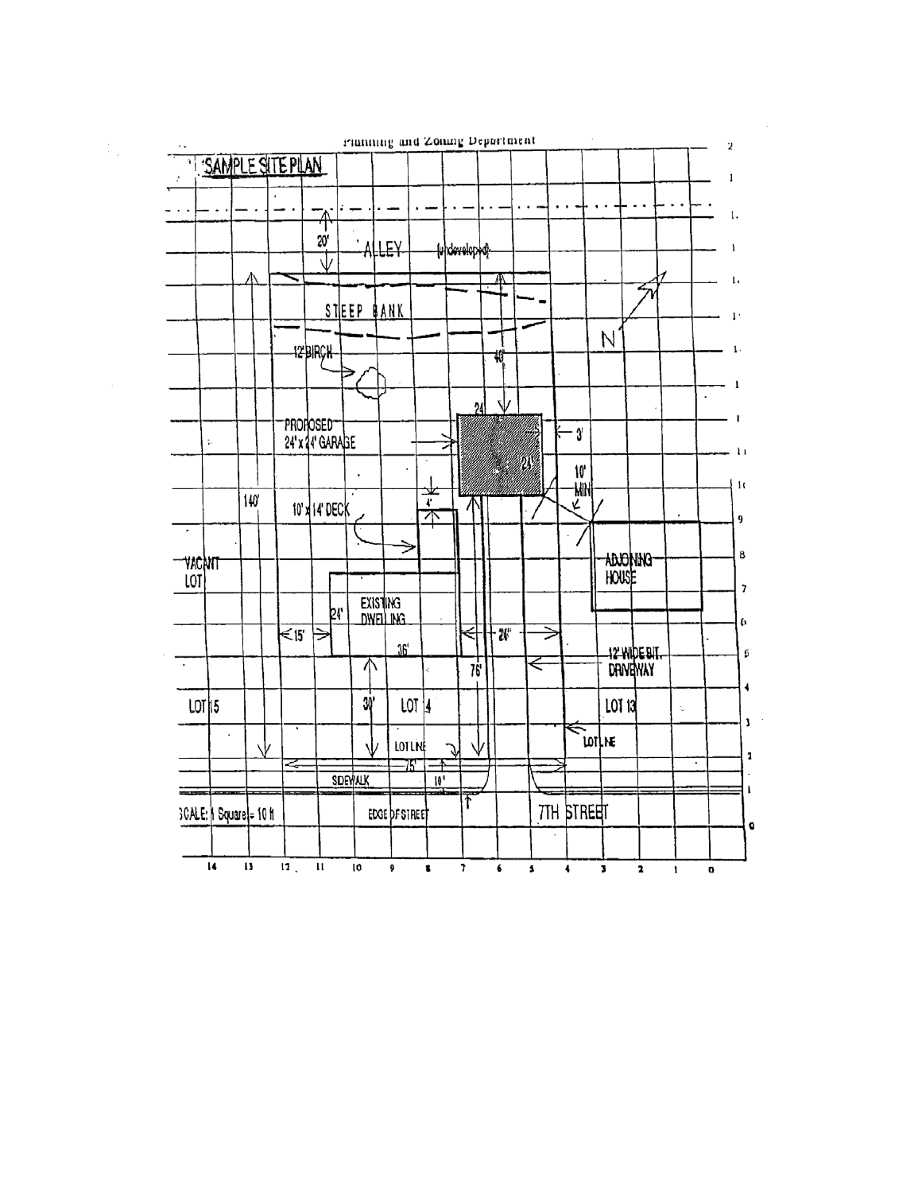Planning and Zoning Department

SAMPLE SITE PLAN

20'

ALLEY (undeveloped)

STEEP BANK

12' BIRCH

40'

24

PROPOSED 24' x 24' GARAGE

24'

3'

10' MIN

140'

10' x 14' DECK

4'

VACANT LOT

ADJOINING HOUSE

24'

EXISTING DWELLING

15'

36'

24'

76'

12' WIDE BIT. DRIVEWAY

30'

LOT 15

LOT 14

LOT 13

LOT LINE

LOT LINE

75'

SIDEWALK

10'

SCALE: 1 Square = 10 ft

EDGE OF STREET

7TH STREET

N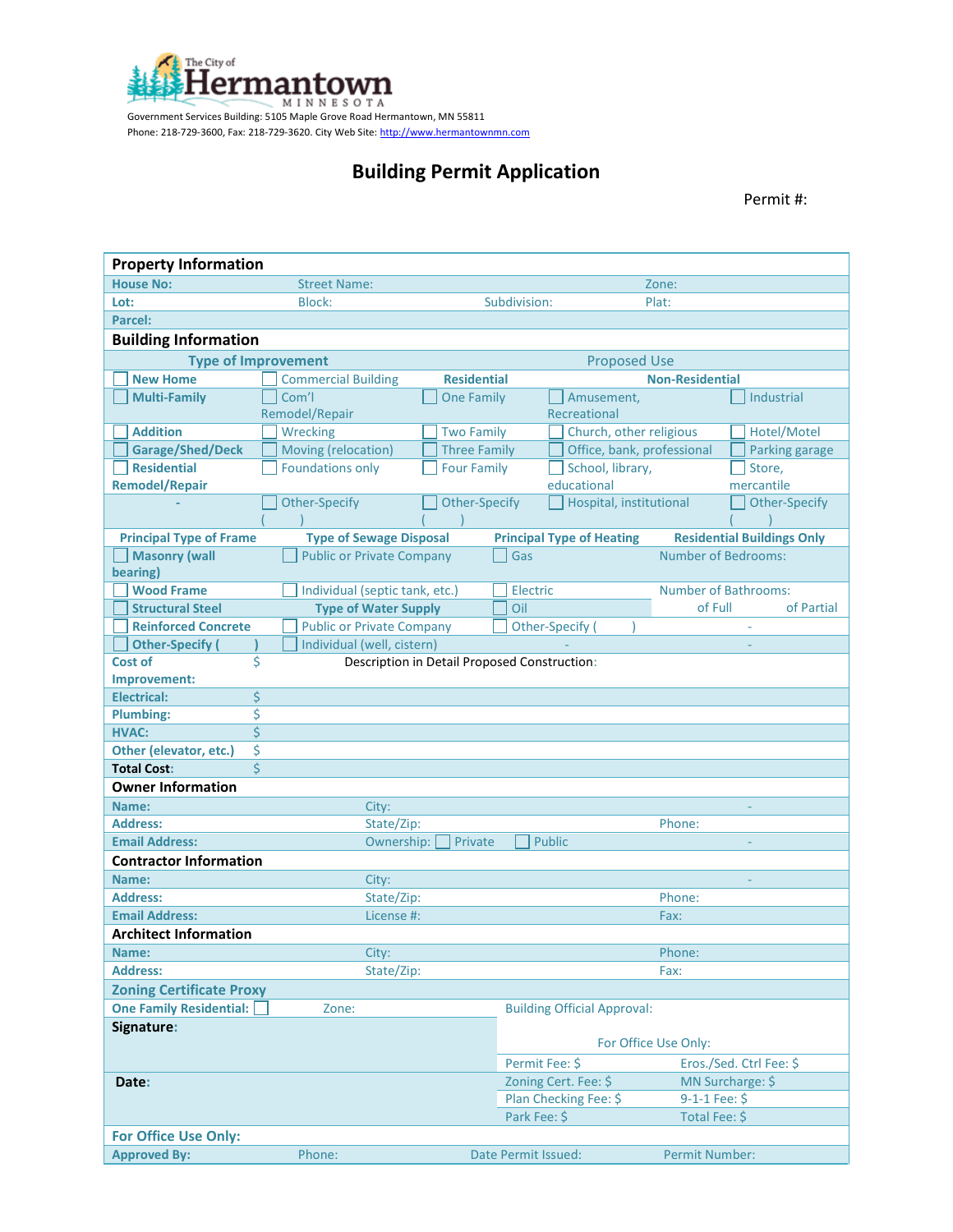The City of Hermantown MINNESOTA

Government Services Building: 5105 Maple Grove Road Hermantown, MN 55811
Phone: 218-729-3600, Fax: 218-729-3620. City Web Site: http://www.hermantownmn.com

# Building Permit Application

Permit #:

## Property Information

| House No: | Street Name: | | Zone: |
|---|---|---|---|
| Lot: | Block: | Subdivision: | Plat: |
| Parcel: | | | |

## Building Information

| Type of Improvement | | Proposed Use | | |
|---|---|---|---|---|
| | | Residential | Non-Residential | |
| ☐ New Home | ☐ Commercial Building | | | |
| ☐ Multi-Family | ☐ Com'l Remodel/Repair | ☐ One Family | ☐ Amusement, Recreational | ☐ Industrial |
| ☐ Addition | ☐ Wrecking | ☐ Two Family | ☐ Church, other religious | ☐ Hotel/Motel |
| ☐ Garage/Shed/Deck | ☐ Moving (relocation) | ☐ Three Family | ☐ Office, bank, professional | ☐ Parking garage |
| ☐ Residential Remodel/Repair | ☐ Foundations only | ☐ Four Family | ☐ School, library, educational | ☐ Store, mercantile |
| - | ☐ Other-Specify ( ) | ☐ Other-Specify ( ) | ☐ Hospital, institutional | ☐ Other-Specify ( ) |

| Principal Type of Frame | Type of Sewage Disposal | Principal Type of Heating | Residential Buildings Only |
|---|---|---|---|
| ☐ Masonry (wall bearing) | ☐ Public or Private Company | ☐ Gas | Number of Bedrooms: |
| ☐ Wood Frame | ☐ Individual (septic tank, etc.) | ☐ Electric | Number of Bathrooms: |
| ☐ Structural Steel | **Type of Water Supply** | ☐ Oil | of Full  of Partial |
| ☐ Reinforced Concrete | ☐ Public or Private Company | ☐ Other-Specify ( ) | - |
| ☐ Other-Specify ( ) | ☐ Individual (well, cistern) | - | - |

| | | |
|---|---|---|
| Cost of Improvement: | $ | Description in Detail Proposed Construction: |
| Electrical: | $ | |
| Plumbing: | $ | |
| HVAC: | $ | |
| Other (elevator, etc.) | $ | |
| Total Cost: | $ | |

## Owner Information

| Name: | City: | - |
|---|---|---|
| Address: | State/Zip: | Phone: |
| Email Address: | Ownership: ☐ Private ☐ Public | - |

## Contractor Information

| Name: | City: | - |
|---|---|---|
| Address: | State/Zip: | Phone: |
| Email Address: | License #: | Fax: |

## Architect Information

| Name: | City: | Phone: |
|---|---|---|
| Address: | State/Zip: | Fax: |

## Zoning Certificate Proxy

One Family Residential: ☐   Zone:

Building Official Approval:

**Signature:**

For Office Use Only:

| | |
|---|---|
| Permit Fee: $ | Eros./Sed. Ctrl Fee: $ |
| Zoning Cert. Fee: $ | MN Surcharge: $ |
| Plan Checking Fee: $ | 9-1-1 Fee: $ |
| Park Fee: $ | Total Fee: $ |

**Date:**

## For Office Use Only:

| Approved By: | Phone: | Date Permit Issued: | Permit Number: |
|---|---|---|---|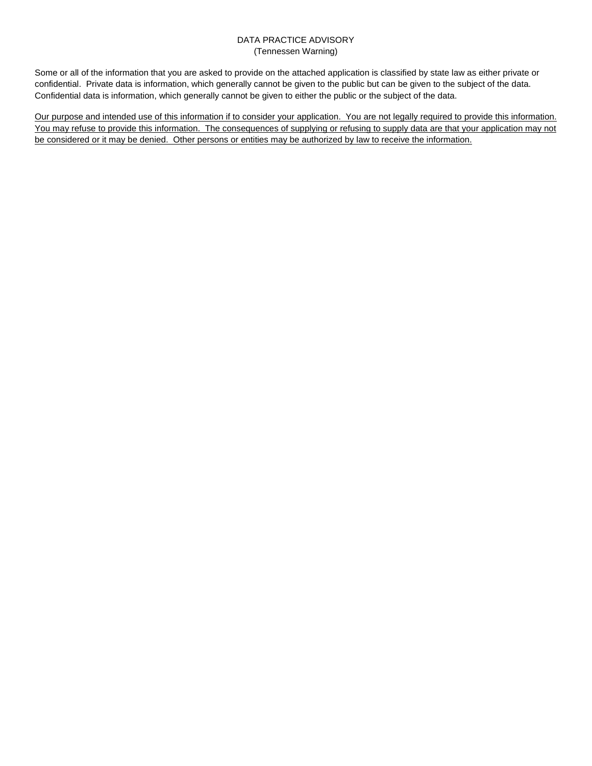DATA PRACTICE ADVISORY
(Tennessen Warning)

Some or all of the information that you are asked to provide on the attached application is classified by state law as either private or confidential. Private data is information, which generally cannot be given to the public but can be given to the subject of the data. Confidential data is information, which generally cannot be given to either the public or the subject of the data.

<u>Our purpose and intended use of this information if to consider your application. You are not legally required to provide this information. You may refuse to provide this information. The consequences of supplying or refusing to supply data are that your application may not be considered or it may be denied. Other persons or entities may be authorized by law to receive the information.</u>